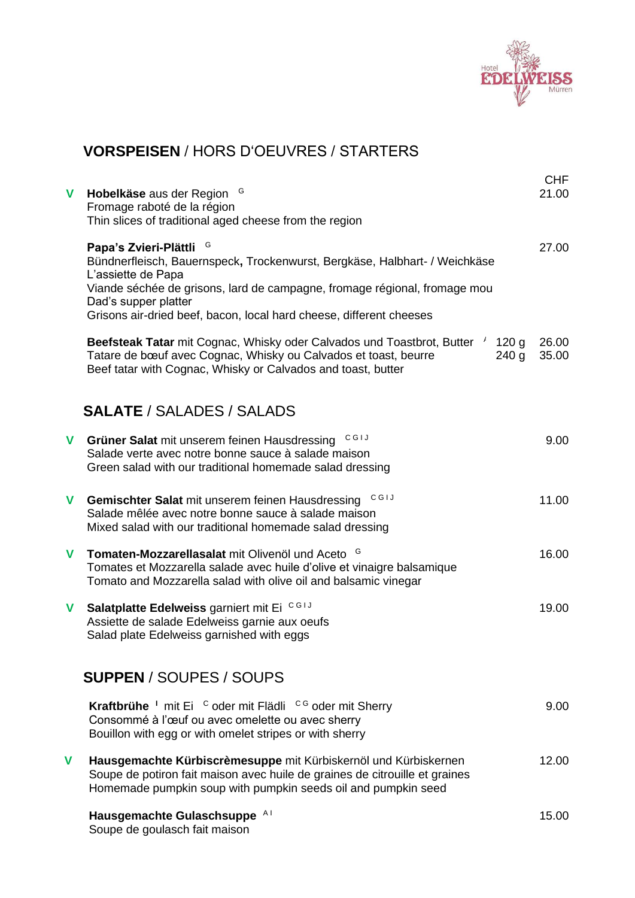Hotel EDELWEISS Mürren

## VORSPEISEN / HORS D'OEUVRES / STARTERS

| | | | CHF |
|---|---|---|---|
| V | **Hobelkäse** aus der Region [G]<br>Fromage raboté de la région<br>Thin slices of traditional aged cheese from the region | | 21.00 |
| | **Papa's Zvieri-Plättli** [G]<br>Bündnerfleisch, Bauernspeck**,** Trockenwurst, Bergkäse, Halbhart- / Weichkäse<br>L'assiette de Papa<br>Viande séchée de grisons, lard de campagne, fromage régional, fromage mou<br>Dad's supper platter<br>Grisons air-dried beef, bacon, local hard cheese, different cheeses | | 27.00 |
| | **Beefsteak Tatar** mit Cognac, Whisky oder Calvados und Toastbrot, Butter [A]<br>Tatare de bœuf avec Cognac, Whisky ou Calvados et toast, beurre<br>Beef tatar with Cognac, Whisky or Calvados and toast, butter | 120 g<br>240 g | 26.00<br>35.00 |

## SALATE / SALADES / SALADS

| | | |
|---|---|---|
| V | **Grüner Salat** mit unserem feinen Hausdressing [C G I J]<br>Salade verte avec notre bonne sauce à salade maison<br>Green salad with our traditional homemade salad dressing | 9.00 |
| V | **Gemischter Salat** mit unserem feinen Hausdressing [C G I J]<br>Salade mêlée avec notre bonne sauce à salade maison<br>Mixed salad with our traditional homemade salad dressing | 11.00 |
| V | **Tomaten-Mozzarellasalat** mit Olivenöl und Aceto [G]<br>Tomates et Mozzarella salade avec huile d'olive et vinaigre balsamique<br>Tomato and Mozzarella salad with olive oil and balsamic vinegar | 16.00 |
| V | **Salatplatte Edelweiss** garniert mit Ei [C G I J]<br>Assiette de salade Edelweiss garnie aux oeufs<br>Salad plate Edelweiss garnished with eggs | 19.00 |

## SUPPEN / SOUPES / SOUPS

| | | |
|---|---|---|
| | **Kraftbrühe** [I] mit Ei [C] oder mit Flädli [C G] oder mit Sherry<br>Consommé à l'œuf ou avec omelette ou avec sherry<br>Bouillon with egg or with omelet stripes or with sherry | 9.00 |
| V | **Hausgemachte Kürbiscrèmesuppe** mit Kürbiskernöl und Kürbiskernen<br>Soupe de potiron fait maison avec huile de graines de citrouille et graines<br>Homemade pumpkin soup with pumpkin seeds oil and pumpkin seed | 12.00 |
| | **Hausgemachte Gulaschsuppe** [A I]<br>Soupe de goulasch fait maison | 15.00 |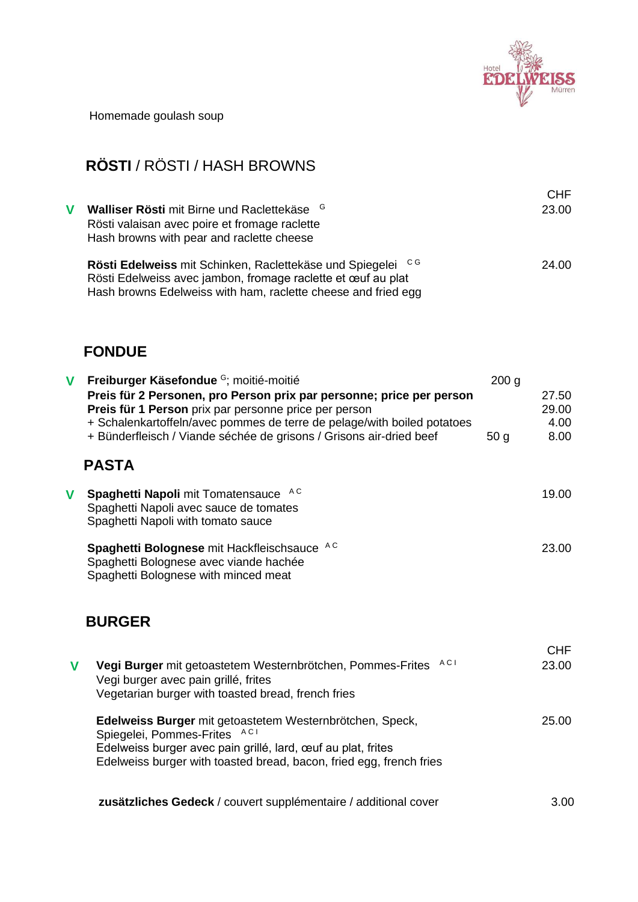Homemade goulash soup

## RÖSTI / RÖSTI / HASH BROWNS

| | | CHF |
|---|---|---|
| V | **Walliser Rösti** mit Birne und Raclettekäse G<br>Rösti valaisan avec poire et fromage raclette<br>Hash browns with pear and raclette cheese | 23.00 |
| | **Rösti Edelweiss** mit Schinken, Raclettekäse und Spiegelei C G<br>Rösti Edelweiss avec jambon, fromage raclette et œuf au plat<br>Hash browns Edelweiss with ham, raclette cheese and fried egg | 24.00 |

## FONDUE

| | | | |
|---|---|---|---|
| V | **Freiburger Käsefondue** G; moitié-moitié | 200 g | |
| | **Preis für 2 Personen, pro Person prix par personne; price per person** | | 27.50 |
| | **Preis für 1 Person** prix par personne price per person | | 29.00 |
| | + Schalenkartoffeln/avec pommes de terre de pelage/with boiled potatoes | | 4.00 |
| | + Bünderfleisch / Viande séchée de grisons / Grisons air-dried beef | 50 g | 8.00 |

## PASTA

| | | |
|---|---|---|
| V | **Spaghetti Napoli** mit Tomatensauce A C<br>Spaghetti Napoli avec sauce de tomates<br>Spaghetti Napoli with tomato sauce | 19.00 |
| | **Spaghetti Bolognese** mit Hackfleischsauce A C<br>Spaghetti Bolognese avec viande hachée<br>Spaghetti Bolognese with minced meat | 23.00 |

## BURGER

| | | CHF |
|---|---|---|
| V | **Vegi Burger** mit getoastetem Westernbrötchen, Pommes-Frites A C I<br>Vegi burger avec pain grillé, frites<br>Vegetarian burger with toasted bread, french fries | 23.00 |
| | **Edelweiss Burger** mit getoastetem Westernbrötchen, Speck, Spiegelei, Pommes-Frites A C I<br>Edelweiss burger avec pain grillé, lard, œuf au plat, frites<br>Edelweiss burger with toasted bread, bacon, fried egg, french fries | 25.00 |

**zusätzliches Gedeck** / couvert supplémentaire / additional cover — 3.00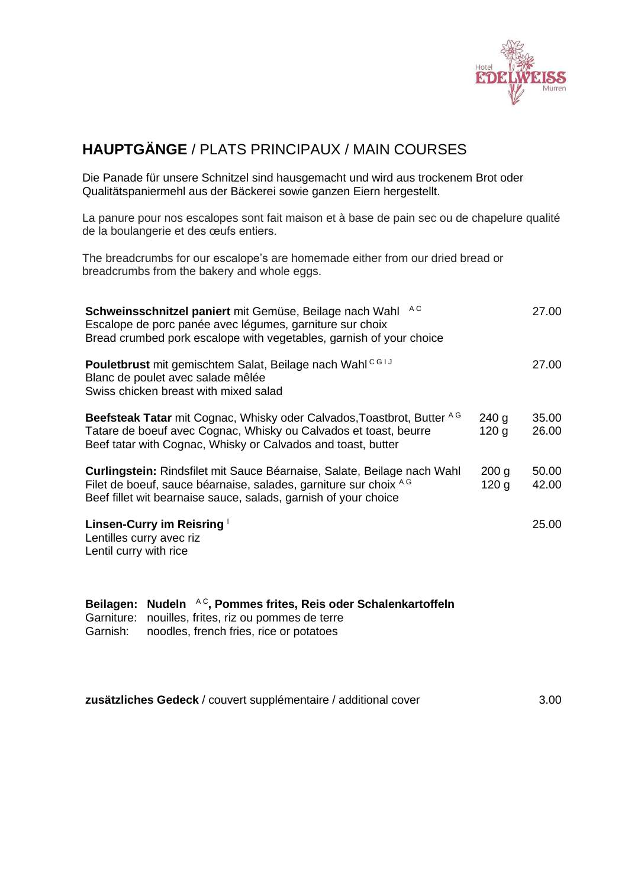## **HAUPTGÄNGE** / PLATS PRINCIPAUX / MAIN COURSES

Die Panade für unsere Schnitzel sind hausgemacht und wird aus trockenem Brot oder Qualitätspaniermehl aus der Bäckerei sowie ganzen Eiern hergestellt.

La panure pour nos escalopes sont fait maison et à base de pain sec ou de chapelure qualité de la boulangerie et des œufs entiers.

The breadcrumbs for our escalope's are homemade either from our dried bread or breadcrumbs from the bakery and whole eggs.

| | | |
|---|---|---|
| **Schweinsschnitzel paniert** mit Gemüse, Beilage nach Wahl [A C]<br>Escalope de porc panée avec légumes, garniture sur choix<br>Bread crumbed pork escalope with vegetables, garnish of your choice | | 27.00 |
| **Pouletbrust** mit gemischtem Salat, Beilage nach Wahl [C G I J]<br>Blanc de poulet avec salade mêlée<br>Swiss chicken breast with mixed salad | | 27.00 |
| **Beefsteak Tatar** mit Cognac, Whisky oder Calvados,Toastbrot, Butter [A G]<br>Tatare de boeuf avec Cognac, Whisky ou Calvados et toast, beurre<br>Beef tatar with Cognac, Whisky or Calvados and toast, butter | 240 g<br>120 g | 35.00<br>26.00 |
| **Curlingstein:** Rindsfilet mit Sauce Béarnaise, Salate, Beilage nach Wahl<br>Filet de boeuf, sauce béarnaise, salades, garniture sur choix [A G]<br>Beef fillet wit bearnaise sauce, salads, garnish of your choice | 200 g<br>120 g | 50.00<br>42.00 |
| **Linsen-Curry im Reisring** [I]<br>Lentilles curry avec riz<br>Lentil curry with rice | | 25.00 |

**Beilagen: Nudeln** [A C]**, Pommes frites, Reis oder Schalenkartoffeln**
Garniture: nouilles, frites, riz ou pommes de terre
Garnish: noodles, french fries, rice or potatoes

**zusätzliches Gedeck** / couvert supplémentaire / additional cover 3.00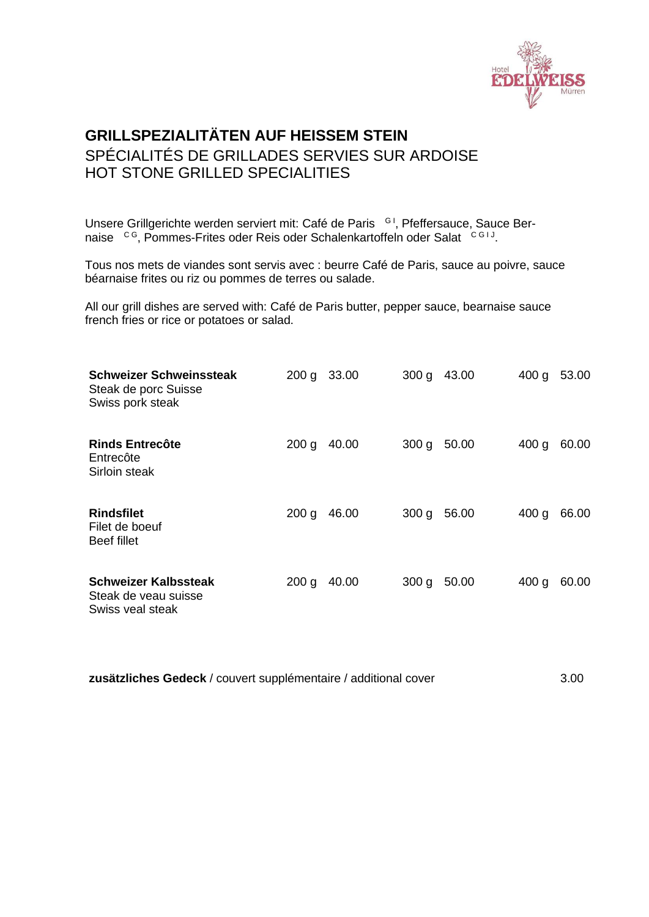# GRILLSPEZIALITÄTEN AUF HEISSEM STEIN
## SPÉCIALITÉS DE GRILLADES SERVIES SUR ARDOISE
## HOT STONE GRILLED SPECIALITIES

Unsere Grillgerichte werden serviert mit: Café de Paris [G I], Pfeffersauce, Sauce Bernaise [C G], Pommes-Frites oder Reis oder Schalenkartoffeln oder Salat [C G I J].

Tous nos mets de viandes sont servis avec : beurre Café de Paris, sauce au poivre, sauce béarnaise frites ou riz ou pommes de terres ou salade.

All our grill dishes are served with: Café de Paris butter, pepper sauce, bearnaise sauce french fries or rice or potatoes or salad.

| | | | | | | |
|---|---|---|---|---|---|---|
| **Schweizer Schweinssteak**<br>Steak de porc Suisse<br>Swiss pork steak | 200 g | 33.00 | 300 g | 43.00 | 400 g | 53.00 |
| **Rinds Entrecôte**<br>Entrecôte<br>Sirloin steak | 200 g | 40.00 | 300 g | 50.00 | 400 g | 60.00 |
| **Rindsfilet**<br>Filet de boeuf<br>Beef fillet | 200 g | 46.00 | 300 g | 56.00 | 400 g | 66.00 |
| **Schweizer Kalbssteak**<br>Steak de veau suisse<br>Swiss veal steak | 200 g | 40.00 | 300 g | 50.00 | 400 g | 60.00 |

**zusätzliches Gedeck** / couvert supplémentaire / additional cover 3.00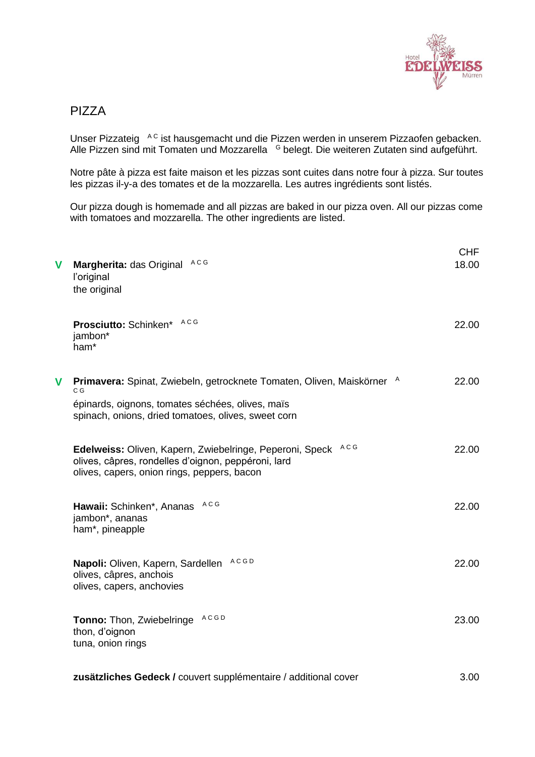Hotel EDELWEISS Mürren

# PIZZA

Unser Pizzateig [A C] ist hausgemacht und die Pizzen werden in unserem Pizzaofen gebacken. Alle Pizzen sind mit Tomaten und Mozzarella [G] belegt. Die weiteren Zutaten sind aufgeführt.

Notre pâte à pizza est faite maison et les pizzas sont cuites dans notre four à pizza. Sur toutes les pizzas il-y-a des tomates et de la mozzarella. Les autres ingrédients sont listés.

Our pizza dough is homemade and all pizzas are baked in our pizza oven. All our pizzas come with tomatoes and mozzarella. The other ingredients are listed.

| | | CHF |
|---|---|---|
| **V** | **Margherita:** das Original [A C G]<br>l'original<br>the original | 18.00 |
| | **Prosciutto:** Schinken* [A C G]<br>jambon*<br>ham* | 22.00 |
| **V** | **Primavera:** Spinat, Zwiebeln, getrocknete Tomaten, Oliven, Maiskörner [A C G]<br>épinards, oignons, tomates séchées, olives, maïs<br>spinach, onions, dried tomatoes, olives, sweet corn | 22.00 |
| | **Edelweiss:** Oliven, Kapern, Zwiebelringe, Peperoni, Speck [A C G]<br>olives, câpres, rondelles d'oignon, peppéroni, lard<br>olives, capers, onion rings, peppers, bacon | 22.00 |
| | **Hawaii:** Schinken*, Ananas [A C G]<br>jambon*, ananas<br>ham*, pineapple | 22.00 |
| | **Napoli:** Oliven, Kapern, Sardellen [A C G D]<br>olives, câpres, anchois<br>olives, capers, anchovies | 22.00 |
| | **Tonno:** Thon, Zwiebelringe [A C G D]<br>thon, d'oignon<br>tuna, onion rings | 23.00 |
| | **zusätzliches Gedeck /** couvert supplémentaire / additional cover | 3.00 |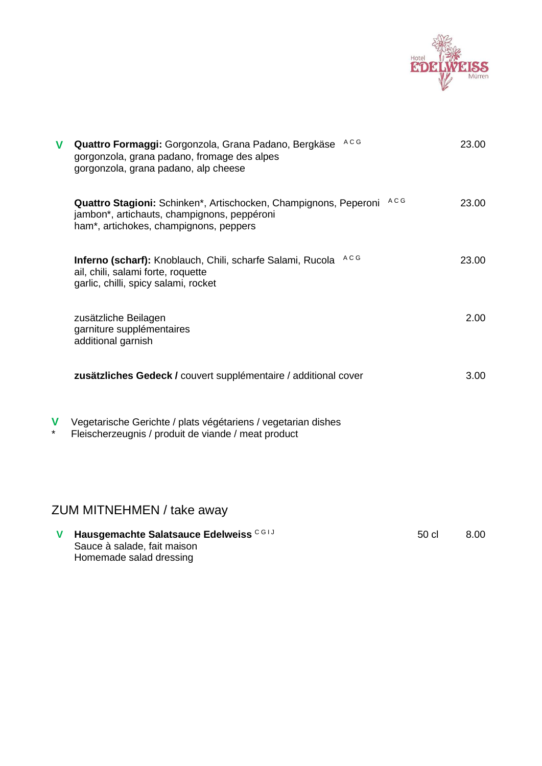| | | | |
|---|---|---|---|
| V | **Quattro Formaggi:** Gorgonzola, Grana Padano, Bergkäse [A C G]<br>gorgonzola, grana padano, fromage des alpes<br>gorgonzola, grana padano, alp cheese | | 23.00 |
| | **Quattro Stagioni:** Schinken*, Artischocken, Champignons, Peperoni [A C G]<br>jambon*, artichauts, champignons, peppéroni<br>ham*, artichokes, champignons, peppers | | 23.00 |
| | **Inferno (scharf):** Knoblauch, Chili, scharfe Salami, Rucola [A C G]<br>ail, chili, salami forte, roquette<br>garlic, chilli, spicy salami, rocket | | 23.00 |
| | zusätzliche Beilagen<br>garniture supplémentaires<br>additional garnish | | 2.00 |
| | **zusätzliches Gedeck /** couvert supplémentaire / additional cover | | 3.00 |

**V** Vegetarische Gerichte / plats végétariens / vegetarian dishes
\* Fleischerzeugnis / produit de viande / meat product

## ZUM MITNEHMEN / take away

| | | | |
|---|---|---|---|
| V | **Hausgemachte Salatsauce Edelweiss** [C G I J]<br>Sauce à salade, fait maison<br>Homemade salad dressing | 50 cl | 8.00 |